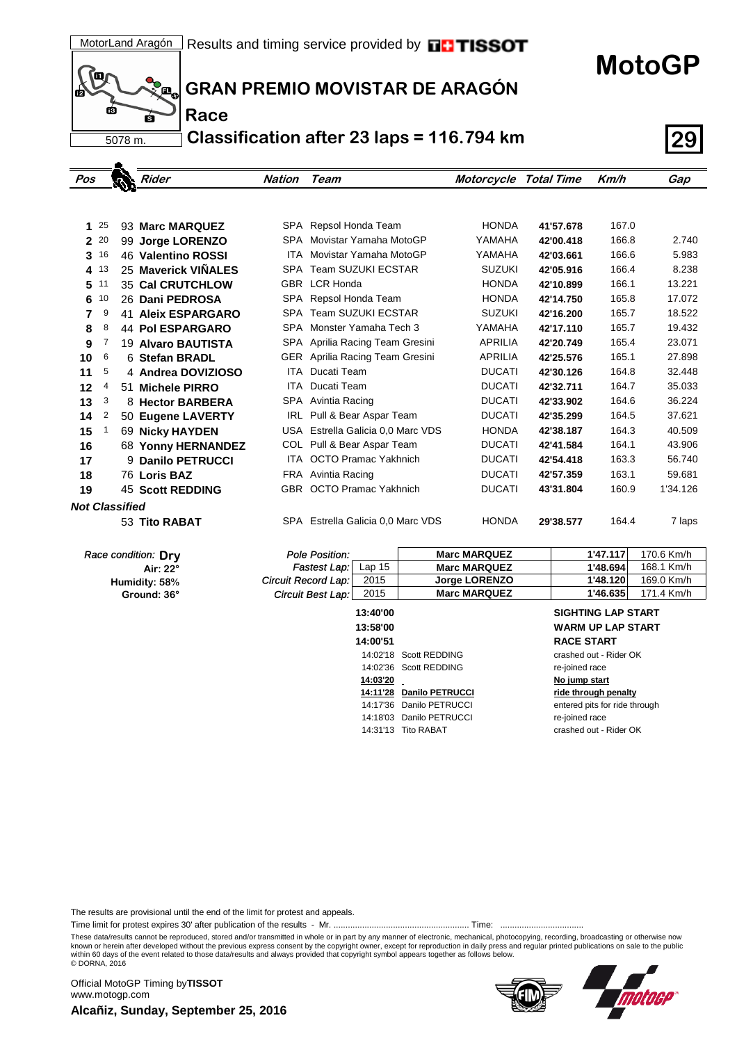MotorLand Aragón | Results and timing service provided by TISSOT

5078 m.

# MotoGP

## GRAN PREMIO MOVISTAR DE ARAGÓN

### Race

### Classification after 23 laps = 116.794 km

**29**

| Pos | Points | Rider | Nation | Team | Motorcycle | Total Time | Km/h | Gap |
|---|---|---|---|---|---|---|---|---|
| 1 | 25 | 93 **Marc MARQUEZ** | SPA | Repsol Honda Team | HONDA | **41'57.678** | 167.0 | |
| 2 | 20 | 99 **Jorge LORENZO** | SPA | Movistar Yamaha MotoGP | YAMAHA | **42'00.418** | 166.8 | 2.740 |
| 3 | 16 | 46 **Valentino ROSSI** | ITA | Movistar Yamaha MotoGP | YAMAHA | **42'03.661** | 166.6 | 5.983 |
| 4 | 13 | 25 **Maverick VIÑALES** | SPA | Team SUZUKI ECSTAR | SUZUKI | **42'05.916** | 166.4 | 8.238 |
| 5 | 11 | 35 **Cal CRUTCHLOW** | GBR | LCR Honda | HONDA | **42'10.899** | 166.1 | 13.221 |
| 6 | 10 | 26 **Dani PEDROSA** | SPA | Repsol Honda Team | HONDA | **42'14.750** | 165.8 | 17.072 |
| 7 | 9 | 41 **Aleix ESPARGARO** | SPA | Team SUZUKI ECSTAR | SUZUKI | **42'16.200** | 165.7 | 18.522 |
| 8 | 8 | 44 **Pol ESPARGARO** | SPA | Monster Yamaha Tech 3 | YAMAHA | **42'17.110** | 165.7 | 19.432 |
| 9 | 7 | 19 **Alvaro BAUTISTA** | SPA | Aprilia Racing Team Gresini | APRILIA | **42'20.749** | 165.4 | 23.071 |
| 10 | 6 | 6 **Stefan BRADL** | GER | Aprilia Racing Team Gresini | APRILIA | **42'25.576** | 165.1 | 27.898 |
| 11 | 5 | 4 **Andrea DOVIZIOSO** | ITA | Ducati Team | DUCATI | **42'30.126** | 164.8 | 32.448 |
| 12 | 4 | 51 **Michele PIRRO** | ITA | Ducati Team | DUCATI | **42'32.711** | 164.7 | 35.033 |
| 13 | 3 | 8 **Hector BARBERA** | SPA | Avintia Racing | DUCATI | **42'33.902** | 164.6 | 36.224 |
| 14 | 2 | 50 **Eugene LAVERTY** | IRL | Pull & Bear Aspar Team | DUCATI | **42'35.299** | 164.5 | 37.621 |
| 15 | 1 | 69 **Nicky HAYDEN** | USA | Estrella Galicia 0,0 Marc VDS | HONDA | **42'38.187** | 164.3 | 40.509 |
| 16 | | 68 **Yonny HERNANDEZ** | COL | Pull & Bear Aspar Team | DUCATI | **42'41.584** | 164.1 | 43.906 |
| 17 | | 9 **Danilo PETRUCCI** | ITA | OCTO Pramac Yakhnich | DUCATI | **42'54.418** | 163.3 | 56.740 |
| 18 | | 76 **Loris BAZ** | FRA | Avintia Racing | DUCATI | **42'57.359** | 163.1 | 59.681 |
| 19 | | 45 **Scott REDDING** | GBR | OCTO Pramac Yakhnich | DUCATI | **43'31.804** | 160.9 | 1'34.126 |
| ***Not Classified*** | | | | | | | | |
| | | 53 **Tito RABAT** | SPA | Estrella Galicia 0,0 Marc VDS | HONDA | **29'38.577** | 164.4 | 7 laps |

*Race condition:* **Dry**
**Air: 22°**
**Humidity: 58%**
**Ground: 36°**

| | | Rider | Time | Speed |
|---|---|---|---|---|
| *Pole Position:* | | **Marc MARQUEZ** | **1'47.117** | 170.6 Km/h |
| *Fastest Lap:* | Lap 15 | **Marc MARQUEZ** | **1'48.694** | 168.1 Km/h |
| *Circuit Record Lap:* | 2015 | **Jorge LORENZO** | **1'48.120** | 169.0 Km/h |
| *Circuit Best Lap:* | 2015 | **Marc MARQUEZ** | **1'46.635** | 171.4 Km/h |

| Time | Rider | Event |
|---|---|---|
| **13:40'00** | | **SIGHTING LAP START** |
| **13:58'00** | | **WARM UP LAP START** |
| **14:00'51** | | **RACE START** |
| 14:02'18 | Scott REDDING | crashed out - Rider OK |
| 14:02'36 | Scott REDDING | re-joined race |
| **14:03'20** | | **No jump start** |
| **14:11'28** | **Danilo PETRUCCI** | **ride through penalty** |
| 14:17'36 | Danilo PETRUCCI | entered pits for ride through |
| 14:18'03 | Danilo PETRUCCI | re-joined race |
| 14:31'13 | Tito RABAT | crashed out - Rider OK |

The results are provisional until the end of the limit for protest and appeals.

Time limit for protest expires 30' after publication of the results - Mr. ......................................................... Time: ...................................

These data/results cannot be reproduced, stored and/or transmitted in whole or in part by any manner of electronic, mechanical, photocopying, recording, broadcasting or otherwise now known or herein after developed without the previous express consent by the copyright owner, except for reproduction in daily press and regular printed publications on sale to the public within 60 days of the event related to those data/results and always provided that copyright symbol appears together as follows below.
© DORNA, 2016

Official MotoGP Timing by **TISSOT**
www.motogp.com

**Alcañiz, Sunday, September 25, 2016**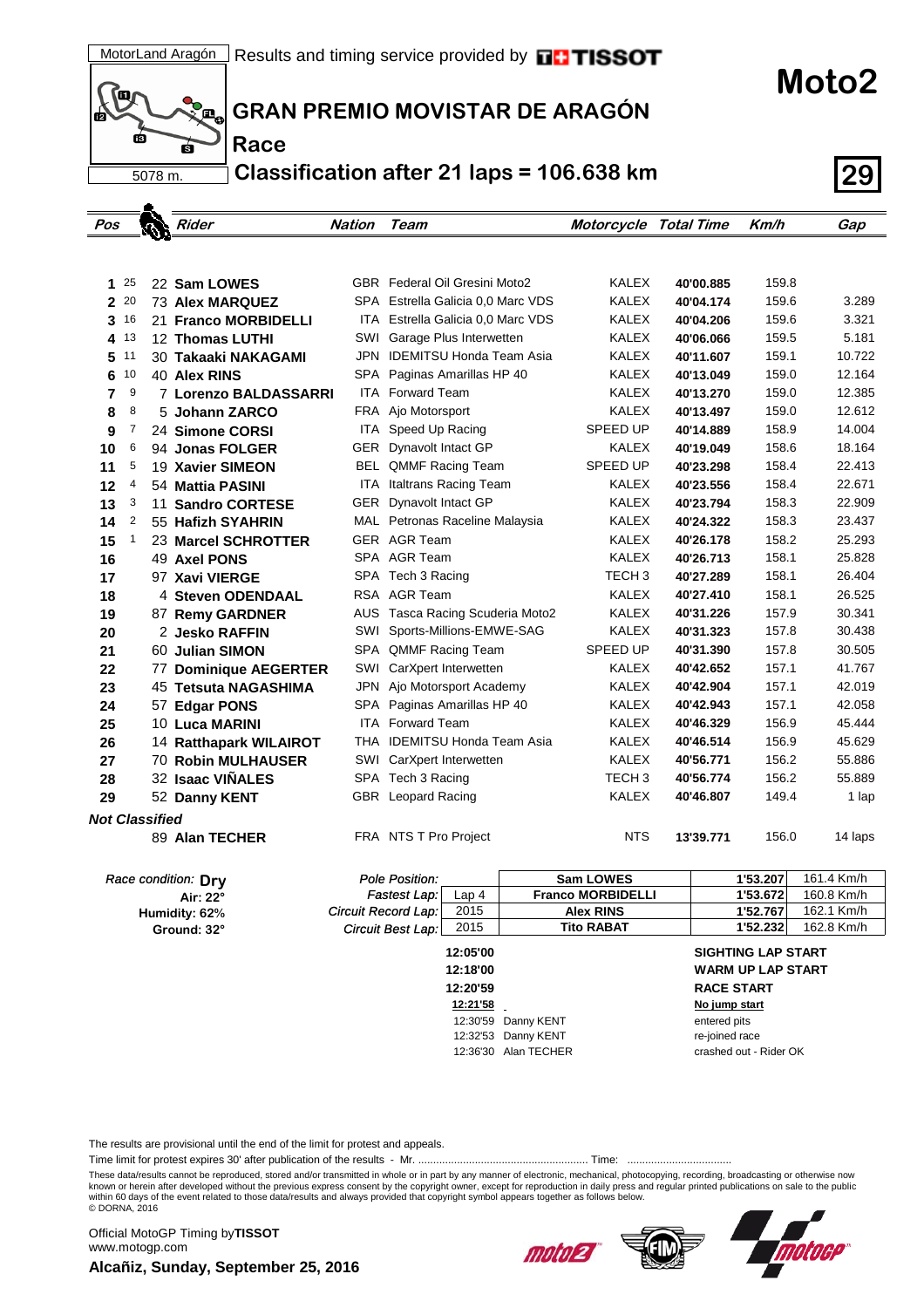MotorLand Aragón

5078 m.

Results and timing service provided by TISSOT

# Moto2

## GRAN PREMIO MOVISTAR DE ARAGÓN

### Race

### Classification after 21 laps = 106.638 km

| Pos | Points | Num | Rider | Nation | Team | Motorcycle | Total Time | Km/h | Gap |
|---|---|---|---|---|---|---|---|---|---|
| 1 | 25 | 22 | **Sam LOWES** | GBR | Federal Oil Gresini Moto2 | KALEX | **40'00.885** | 159.8 | |
| 2 | 20 | 73 | **Alex MARQUEZ** | SPA | Estrella Galicia 0,0 Marc VDS | KALEX | **40'04.174** | 159.6 | 3.289 |
| 3 | 16 | 21 | **Franco MORBIDELLI** | ITA | Estrella Galicia 0,0 Marc VDS | KALEX | **40'04.206** | 159.6 | 3.321 |
| 4 | 13 | 12 | **Thomas LUTHI** | SWI | Garage Plus Interwetten | KALEX | **40'06.066** | 159.5 | 5.181 |
| 5 | 11 | 30 | **Takaaki NAKAGAMI** | JPN | IDEMITSU Honda Team Asia | KALEX | **40'11.607** | 159.1 | 10.722 |
| 6 | 10 | 40 | **Alex RINS** | SPA | Paginas Amarillas HP 40 | KALEX | **40'13.049** | 159.0 | 12.164 |
| 7 | 9 | 7 | **Lorenzo BALDASSARRI** | ITA | Forward Team | KALEX | **40'13.270** | 159.0 | 12.385 |
| 8 | 8 | 5 | **Johann ZARCO** | FRA | Ajo Motorsport | KALEX | **40'13.497** | 159.0 | 12.612 |
| 9 | 7 | 24 | **Simone CORSI** | ITA | Speed Up Racing | SPEED UP | **40'14.889** | 158.9 | 14.004 |
| 10 | 6 | 94 | **Jonas FOLGER** | GER | Dynavolt Intact GP | KALEX | **40'19.049** | 158.6 | 18.164 |
| 11 | 5 | 19 | **Xavier SIMEON** | BEL | QMMF Racing Team | SPEED UP | **40'23.298** | 158.4 | 22.413 |
| 12 | 4 | 54 | **Mattia PASINI** | ITA | Italtrans Racing Team | KALEX | **40'23.556** | 158.4 | 22.671 |
| 13 | 3 | 11 | **Sandro CORTESE** | GER | Dynavolt Intact GP | KALEX | **40'23.794** | 158.3 | 22.909 |
| 14 | 2 | 55 | **Hafizh SYAHRIN** | MAL | Petronas Raceline Malaysia | KALEX | **40'24.322** | 158.3 | 23.437 |
| 15 | 1 | 23 | **Marcel SCHROTTER** | GER | AGR Team | KALEX | **40'26.178** | 158.2 | 25.293 |
| 16 | | 49 | **Axel PONS** | SPA | AGR Team | KALEX | **40'26.713** | 158.1 | 25.828 |
| 17 | | 97 | **Xavi VIERGE** | SPA | Tech 3 Racing | TECH 3 | **40'27.289** | 158.1 | 26.404 |
| 18 | | 4 | **Steven ODENDAAL** | RSA | AGR Team | KALEX | **40'27.410** | 158.1 | 26.525 |
| 19 | | 87 | **Remy GARDNER** | AUS | Tasca Racing Scuderia Moto2 | KALEX | **40'31.226** | 157.9 | 30.341 |
| 20 | | 2 | **Jesko RAFFIN** | SWI | Sports-Millions-EMWE-SAG | KALEX | **40'31.323** | 157.8 | 30.438 |
| 21 | | 60 | **Julian SIMON** | SPA | QMMF Racing Team | SPEED UP | **40'31.390** | 157.8 | 30.505 |
| 22 | | 77 | **Dominique AEGERTER** | SWI | CarXpert Interwetten | KALEX | **40'42.652** | 157.1 | 41.767 |
| 23 | | 45 | **Tetsuta NAGASHIMA** | JPN | Ajo Motorsport Academy | KALEX | **40'42.904** | 157.1 | 42.019 |
| 24 | | 57 | **Edgar PONS** | SPA | Paginas Amarillas HP 40 | KALEX | **40'42.943** | 157.1 | 42.058 |
| 25 | | 10 | **Luca MARINI** | ITA | Forward Team | KALEX | **40'46.329** | 156.9 | 45.444 |
| 26 | | 14 | **Ratthapark WILAIROT** | THA | IDEMITSU Honda Team Asia | KALEX | **40'46.514** | 156.9 | 45.629 |
| 27 | | 70 | **Robin MULHAUSER** | SWI | CarXpert Interwetten | KALEX | **40'56.771** | 156.2 | 55.886 |
| 28 | | 32 | **Isaac VIÑALES** | SPA | Tech 3 Racing | TECH 3 | **40'56.774** | 156.2 | 55.889 |
| 29 | | 52 | **Danny KENT** | GBR | Leopard Racing | KALEX | **40'46.807** | 149.4 | 1 lap |
| ***Not Classified*** | | | | | | | | | |
| | | 89 | **Alan TECHER** | FRA | NTS T Pro Project | NTS | **13'39.771** | 156.0 | 14 laps |

*Race condition:* **Dry**
**Air: 22°**
**Humidity: 62%**
**Ground: 32°**

| | | Rider | Time | Speed |
|---|---|---|---|---|
| *Pole Position:* | | **Sam LOWES** | **1'53.207** | 161.4 Km/h |
| *Fastest Lap:* | Lap 4 | **Franco MORBIDELLI** | **1'53.672** | 160.8 Km/h |
| *Circuit Record Lap:* | 2015 | **Alex RINS** | **1'52.767** | 162.1 Km/h |
| *Circuit Best Lap:* | 2015 | **Tito RABAT** | **1'52.232** | 162.8 Km/h |

| Time | Rider | Event |
|---|---|---|
| **12:05'00** | | **SIGHTING LAP START** |
| **12:18'00** | | **WARM UP LAP START** |
| **12:20'59** | | **RACE START** |
| **12:21'58** | | **No jump start** |
| 12:30'59 | Danny KENT | entered pits |
| 12:32'53 | Danny KENT | re-joined race |
| 12:36'30 | Alan TECHER | crashed out - Rider OK |

The results are provisional until the end of the limit for protest and appeals.

Time limit for protest expires 30' after publication of the results - Mr. ........................................................ Time: ..................................

These data/results cannot be reproduced, stored and/or transmitted in whole or in part by any manner of electronic, mechanical, photocopying, recording, broadcasting or otherwise now known or herein after developed without the previous express consent by the copyright owner, except for reproduction in daily press and regular printed publications on sale to the public within 60 days of the event related to those data/results and always provided that copyright symbol appears together as follows below.
© DORNA, 2016

Official MotoGP Timing by **TISSOT**
www.motogp.com

**Alcañiz, Sunday, September 25, 2016**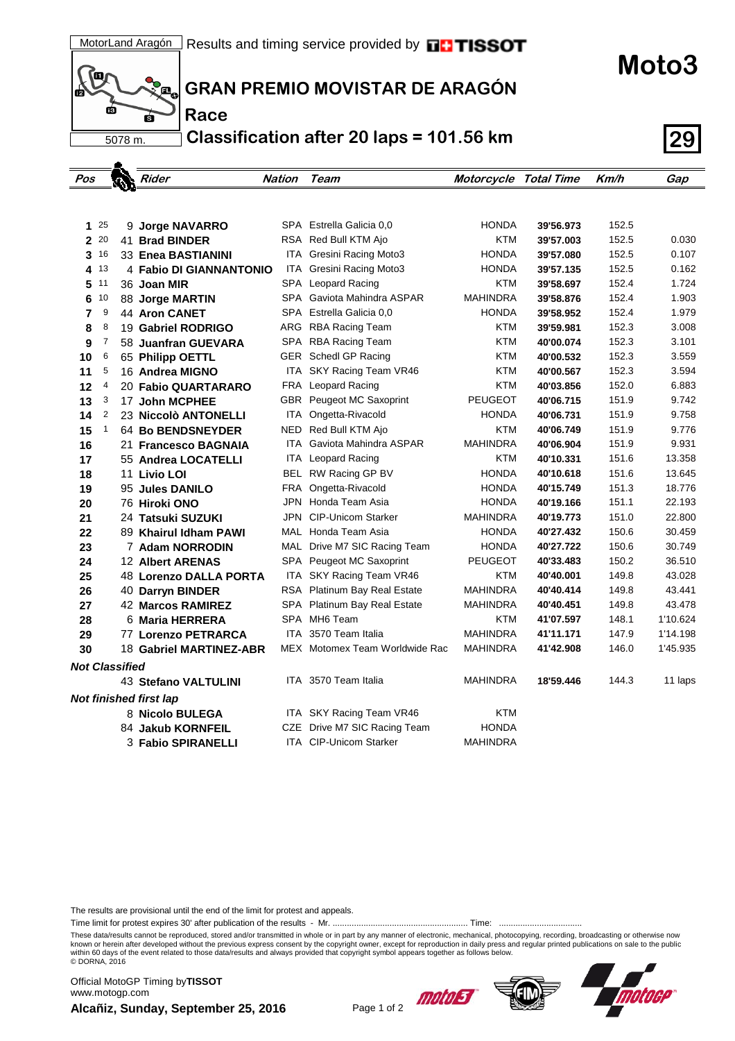MotorLand Aragón | Results and timing service provided by TISSOT

5078 m.

# Moto3

## GRAN PREMIO MOVISTAR DE ARAGÓN

### Race

### Classification after 20 laps = 101.56 km

**29**

| Pos | Points | Rider | Nation | Team | Motorcycle | Total Time | Km/h | Gap |
|---|---|---|---|---|---|---|---|---|
| 1 | 25 | 9 **Jorge NAVARRO** | SPA | Estrella Galicia 0,0 | HONDA | **39'56.973** | 152.5 | |
| 2 | 20 | 41 **Brad BINDER** | RSA | Red Bull KTM Ajo | KTM | **39'57.003** | 152.5 | 0.030 |
| 3 | 16 | 33 **Enea BASTIANINI** | ITA | Gresini Racing Moto3 | HONDA | **39'57.080** | 152.5 | 0.107 |
| 4 | 13 | 4 **Fabio DI GIANNANTONIO** | ITA | Gresini Racing Moto3 | HONDA | **39'57.135** | 152.5 | 0.162 |
| 5 | 11 | 36 **Joan MIR** | SPA | Leopard Racing | KTM | **39'58.697** | 152.4 | 1.724 |
| 6 | 10 | 88 **Jorge MARTIN** | SPA | Gaviota Mahindra ASPAR | MAHINDRA | **39'58.876** | 152.4 | 1.903 |
| 7 | 9 | 44 **Aron CANET** | SPA | Estrella Galicia 0,0 | HONDA | **39'58.952** | 152.4 | 1.979 |
| 8 | 8 | 19 **Gabriel RODRIGO** | ARG | RBA Racing Team | KTM | **39'59.981** | 152.3 | 3.008 |
| 9 | 7 | 58 **Juanfran GUEVARA** | SPA | RBA Racing Team | KTM | **40'00.074** | 152.3 | 3.101 |
| 10 | 6 | 65 **Philipp OETTL** | GER | Schedl GP Racing | KTM | **40'00.532** | 152.3 | 3.559 |
| 11 | 5 | 16 **Andrea MIGNO** | ITA | SKY Racing Team VR46 | KTM | **40'00.567** | 152.3 | 3.594 |
| 12 | 4 | 20 **Fabio QUARTARARO** | FRA | Leopard Racing | KTM | **40'03.856** | 152.0 | 6.883 |
| 13 | 3 | 17 **John MCPHEE** | GBR | Peugeot MC Saxoprint | PEUGEOT | **40'06.715** | 151.9 | 9.742 |
| 14 | 2 | 23 **Niccolò ANTONELLI** | ITA | Ongetta-Rivacold | HONDA | **40'06.731** | 151.9 | 9.758 |
| 15 | 1 | 64 **Bo BENDSNEYDER** | NED | Red Bull KTM Ajo | KTM | **40'06.749** | 151.9 | 9.776 |
| 16 | | 21 **Francesco BAGNAIA** | ITA | Gaviota Mahindra ASPAR | MAHINDRA | **40'06.904** | 151.9 | 9.931 |
| 17 | | 55 **Andrea LOCATELLI** | ITA | Leopard Racing | KTM | **40'10.331** | 151.6 | 13.358 |
| 18 | | 11 **Livio LOI** | BEL | RW Racing GP BV | HONDA | **40'10.618** | 151.6 | 13.645 |
| 19 | | 95 **Jules DANILO** | FRA | Ongetta-Rivacold | HONDA | **40'15.749** | 151.3 | 18.776 |
| 20 | | 76 **Hiroki ONO** | JPN | Honda Team Asia | HONDA | **40'19.166** | 151.1 | 22.193 |
| 21 | | 24 **Tatsuki SUZUKI** | JPN | CIP-Unicom Starker | MAHINDRA | **40'19.773** | 151.0 | 22.800 |
| 22 | | 89 **Khairul Idham PAWI** | MAL | Honda Team Asia | HONDA | **40'27.432** | 150.6 | 30.459 |
| 23 | | 7 **Adam NORRODIN** | MAL | Drive M7 SIC Racing Team | HONDA | **40'27.722** | 150.6 | 30.749 |
| 24 | | 12 **Albert ARENAS** | SPA | Peugeot MC Saxoprint | PEUGEOT | **40'33.483** | 150.2 | 36.510 |
| 25 | | 48 **Lorenzo DALLA PORTA** | ITA | SKY Racing Team VR46 | KTM | **40'40.001** | 149.8 | 43.028 |
| 26 | | 40 **Darryn BINDER** | RSA | Platinum Bay Real Estate | MAHINDRA | **40'40.414** | 149.8 | 43.441 |
| 27 | | 42 **Marcos RAMIREZ** | SPA | Platinum Bay Real Estate | MAHINDRA | **40'40.451** | 149.8 | 43.478 |
| 28 | | 6 **Maria HERRERA** | SPA | MH6 Team | KTM | **41'07.597** | 148.1 | 1'10.624 |
| 29 | | 77 **Lorenzo PETRARCA** | ITA | 3570 Team Italia | MAHINDRA | **41'11.171** | 147.9 | 1'14.198 |
| 30 | | 18 **Gabriel MARTINEZ-ABR** | MEX | Motomex Team Worldwide Rac | MAHINDRA | **41'42.908** | 146.0 | 1'45.935 |
| ***Not Classified*** | | | | | | | | |
| | | 43 **Stefano VALTULINI** | ITA | 3570 Team Italia | MAHINDRA | **18'59.446** | 144.3 | 11 laps |
| ***Not finished first lap*** | | | | | | | | |
| | | 8 **Nicolo BULEGA** | ITA | SKY Racing Team VR46 | KTM | | | |
| | | 84 **Jakub KORNFEIL** | CZE | Drive M7 SIC Racing Team | HONDA | | | |
| | | 3 **Fabio SPIRANELLI** | ITA | CIP-Unicom Starker | MAHINDRA | | | |

The results are provisional until the end of the limit for protest and appeals.

Time limit for protest expires 30' after publication of the results - Mr. ........................................................ Time: ..................................

These data/results cannot be reproduced, stored and/or transmitted in whole or in part by any manner of electronic, mechanical, photocopying, recording, broadcasting or otherwise now known or herein after developed without the previous express consent by the copyright owner, except for reproduction in daily press and regular printed publications on sale to the public within 60 days of the event related to those data/results and always provided that copyright symbol appears together as follows below.
© DORNA, 2016

Official MotoGP Timing by **TISSOT**
www.motogp.com

**Alcañiz, Sunday, September 25, 2016**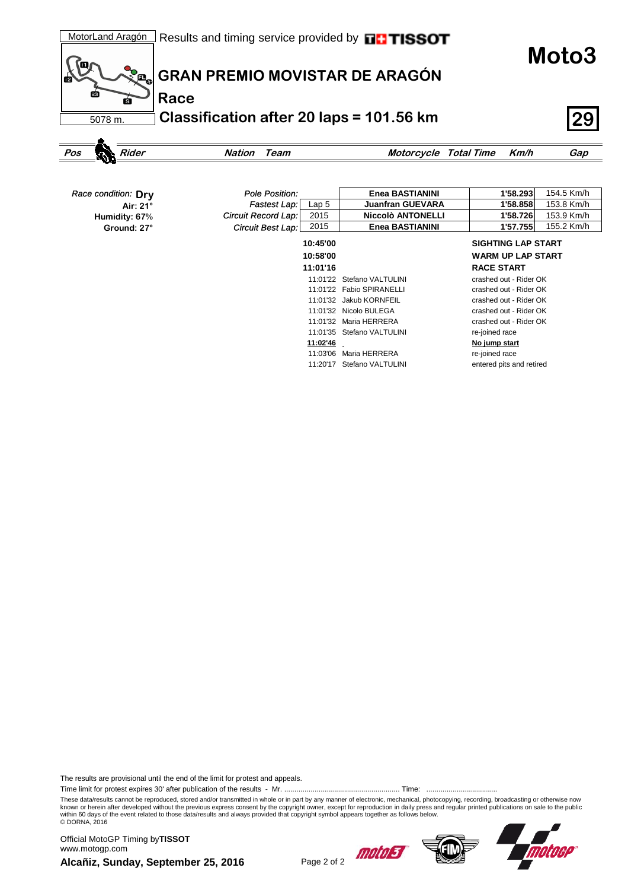MotorLand Aragón

5078 m.

Results and timing service provided by TISSOT

# GRAN PREMIO MOVISTAR DE ARAGÓN

## Moto3

## Race

### Classification after 20 laps = 101.56 km

| Pos | Rider | Nation | Team | Motorcycle | Total Time | Km/h | Gap |
|---|---|---|---|---|---|---|---|

Race condition: **Dry**
Air: 21°
Humidity: 67%
Ground: 27°

| | | | | |
|---|---|---|---|---|
| *Pole Position:* | | **Enea BASTIANINI** | **1'58.293** | 154.5 Km/h |
| *Fastest Lap:* | Lap 5 | **Juanfran GUEVARA** | **1'58.858** | 153.8 Km/h |
| *Circuit Record Lap:* | 2015 | **Niccolò ANTONELLI** | **1'58.726** | 153.9 Km/h |
| *Circuit Best Lap:* | 2015 | **Enea BASTIANINI** | **1'57.755** | 155.2 Km/h |

| Time | Rider | Event |
|---|---|---|
| **10:45'00** | | **SIGHTING LAP START** |
| **10:58'00** | | **WARM UP LAP START** |
| **11:01'16** | | **RACE START** |
| 11:01'22 | Stefano VALTULINI | crashed out - Rider OK |
| 11:01'22 | Fabio SPIRANELLI | crashed out - Rider OK |
| 11:01'32 | Jakub KORNFEIL | crashed out - Rider OK |
| 11:01'32 | Nicolo BULEGA | crashed out - Rider OK |
| 11:01'32 | Maria HERRERA | crashed out - Rider OK |
| 11:01'35 | Stefano VALTULINI | re-joined race |
| **11:02'46** | | **No jump start** |
| 11:03'06 | Maria HERRERA | re-joined race |
| 11:20'17 | Stefano VALTULINI | entered pits and retired |

The results are provisional until the end of the limit for protest and appeals.

Time limit for protest expires 30' after publication of the results - Mr. ........................................................ Time: ..................................

These data/results cannot be reproduced, stored and/or transmitted in whole or in part by any manner of electronic, mechanical, photocopying, recording, broadcasting or otherwise now known or herein after developed without the previous express consent by the copyright owner, except for reproduction in daily press and regular printed publications on sale to the public within 60 days of the event related to those data/results and always provided that copyright symbol appears together as follows below.
© DORNA, 2016

Official MotoGP Timing by **TISSOT**
www.motogp.com

**Alcañiz, Sunday, September 25, 2016**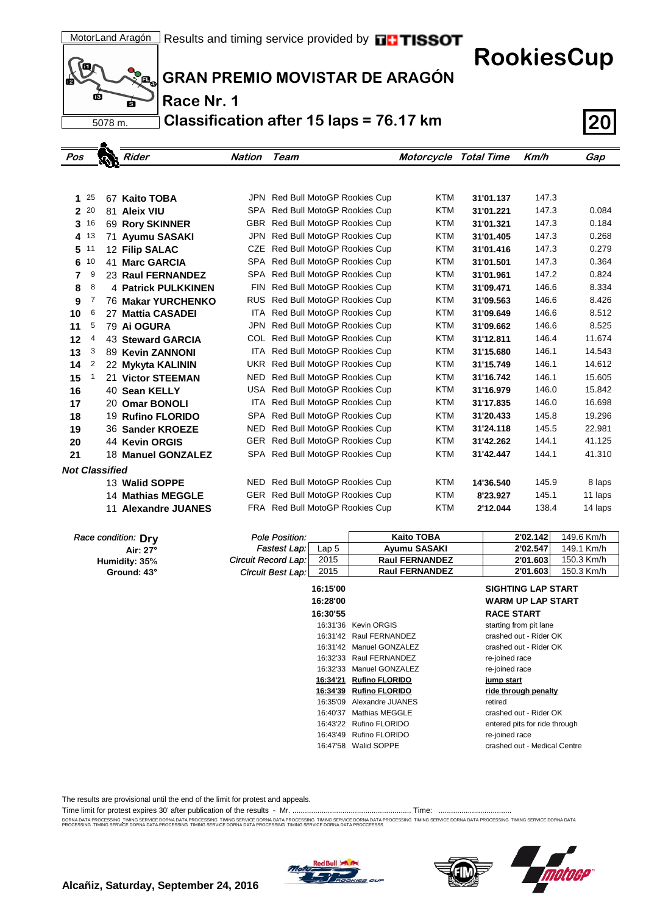MotorLand Aragón — Results and timing service provided by TISSOT

5078 m.

# RookiesCup

## GRAN PREMIO MOVISTAR DE ARAGÓN

### Race Nr. 1

### Classification after 15 laps = 76.17 km

**20**

| Pos | Points | No. | Rider | Nation | Team | Motorcycle | Total Time | Km/h | Gap |
|---|---|---|---|---|---|---|---|---|---|
| 1 | 25 | 67 | **Kaito TOBA** | JPN | Red Bull MotoGP Rookies Cup | KTM | **31'01.137** | 147.3 | |
| 2 | 20 | 81 | **Aleix VIU** | SPA | Red Bull MotoGP Rookies Cup | KTM | **31'01.221** | 147.3 | 0.084 |
| 3 | 16 | 69 | **Rory SKINNER** | GBR | Red Bull MotoGP Rookies Cup | KTM | **31'01.321** | 147.3 | 0.184 |
| 4 | 13 | 71 | **Ayumu SASAKI** | JPN | Red Bull MotoGP Rookies Cup | KTM | **31'01.405** | 147.3 | 0.268 |
| 5 | 11 | 12 | **Filip SALAC** | CZE | Red Bull MotoGP Rookies Cup | KTM | **31'01.416** | 147.3 | 0.279 |
| 6 | 10 | 41 | **Marc GARCIA** | SPA | Red Bull MotoGP Rookies Cup | KTM | **31'01.501** | 147.3 | 0.364 |
| 7 | 9 | 23 | **Raul FERNANDEZ** | SPA | Red Bull MotoGP Rookies Cup | KTM | **31'01.961** | 147.2 | 0.824 |
| 8 | 8 | 4 | **Patrick PULKKINEN** | FIN | Red Bull MotoGP Rookies Cup | KTM | **31'09.471** | 146.6 | 8.334 |
| 9 | 7 | 76 | **Makar YURCHENKO** | RUS | Red Bull MotoGP Rookies Cup | KTM | **31'09.563** | 146.6 | 8.426 |
| 10 | 6 | 27 | **Mattia CASADEI** | ITA | Red Bull MotoGP Rookies Cup | KTM | **31'09.649** | 146.6 | 8.512 |
| 11 | 5 | 79 | **Ai OGURA** | JPN | Red Bull MotoGP Rookies Cup | KTM | **31'09.662** | 146.6 | 8.525 |
| 12 | 4 | 43 | **Steward GARCIA** | COL | Red Bull MotoGP Rookies Cup | KTM | **31'12.811** | 146.4 | 11.674 |
| 13 | 3 | 89 | **Kevin ZANNONI** | ITA | Red Bull MotoGP Rookies Cup | KTM | **31'15.680** | 146.1 | 14.543 |
| 14 | 2 | 22 | **Mykyta KALININ** | UKR | Red Bull MotoGP Rookies Cup | KTM | **31'15.749** | 146.1 | 14.612 |
| 15 | 1 | 21 | **Victor STEEMAN** | NED | Red Bull MotoGP Rookies Cup | KTM | **31'16.742** | 146.1 | 15.605 |
| 16 | | 40 | **Sean KELLY** | USA | Red Bull MotoGP Rookies Cup | KTM | **31'16.979** | 146.0 | 15.842 |
| 17 | | 20 | **Omar BONOLI** | ITA | Red Bull MotoGP Rookies Cup | KTM | **31'17.835** | 146.0 | 16.698 |
| 18 | | 19 | **Rufino FLORIDO** | SPA | Red Bull MotoGP Rookies Cup | KTM | **31'20.433** | 145.8 | 19.296 |
| 19 | | 36 | **Sander KROEZE** | NED | Red Bull MotoGP Rookies Cup | KTM | **31'24.118** | 145.5 | 22.981 |
| 20 | | 44 | **Kevin ORGIS** | GER | Red Bull MotoGP Rookies Cup | KTM | **31'42.262** | 144.1 | 41.125 |
| 21 | | 18 | **Manuel GONZALEZ** | SPA | Red Bull MotoGP Rookies Cup | KTM | **31'42.447** | 144.1 | 41.310 |
| ***Not Classified*** | | | | | | | | | |
| | | 13 | **Walid SOPPE** | NED | Red Bull MotoGP Rookies Cup | KTM | **14'36.540** | 145.9 | 8 laps |
| | | 14 | **Mathias MEGGLE** | GER | Red Bull MotoGP Rookies Cup | KTM | **8'23.927** | 145.1 | 11 laps |
| | | 11 | **Alexandre JUANES** | FRA | Red Bull MotoGP Rookies Cup | KTM | **2'12.044** | 138.4 | 14 laps |

*Race condition:* **Dry**
**Air: 27°**
**Humidity: 35%**
**Ground: 43°**

| | | Rider | Time | Km/h |
|---|---|---|---|---|
| *Pole Position:* | | **Kaito TOBA** | **2'02.142** | 149.6 Km/h |
| *Fastest Lap:* | Lap 5 | **Ayumu SASAKI** | **2'02.547** | 149.1 Km/h |
| *Circuit Record Lap:* | 2015 | **Raul FERNANDEZ** | **2'01.603** | 150.3 Km/h |
| *Circuit Best Lap:* | 2015 | **Raul FERNANDEZ** | **2'01.603** | 150.3 Km/h |

| Time | Rider | Event |
|---|---|---|
| **16:15'00** | | **SIGHTING LAP START** |
| **16:28'00** | | **WARM UP LAP START** |
| **16:30'55** | | **RACE START** |
| 16:31'36 | Kevin ORGIS | starting from pit lane |
| 16:31'42 | Raul FERNANDEZ | crashed out - Rider OK |
| 16:31'42 | Manuel GONZALEZ | crashed out - Rider OK |
| 16:32'33 | Raul FERNANDEZ | re-joined race |
| 16:32'33 | Manuel GONZALEZ | re-joined race |
| **16:34'21** | **Rufino FLORIDO** | **jump start** |
| **16:34'39** | **Rufino FLORIDO** | **ride through penalty** |
| 16:35'09 | Alexandre JUANES | retired |
| 16:40'37 | Mathias MEGGLE | crashed out - Rider OK |
| 16:43'22 | Rufino FLORIDO | entered pits for ride through |
| 16:43'49 | Rufino FLORIDO | re-joined race |
| 16:47'58 | Walid SOPPE | crashed out - Medical Centre |

The results are provisional until the end of the limit for protest and appeals.

Time limit for protest expires 30' after publication of the results - Mr. ......................................................... Time: ...................................

DORNA DATA PROCESSING TIMING SERVICE DORNA DATA PROCESSING TIMING SERVICE DORNA DATA PROCESSING TIMING SERVICE DORNA DATA PROCESSING TIMING SERVICE DORNA DATA PROCESSING TIMING SERVICE DORNA DATA PROCESSING TIMING SERVICE DORNA DATA PROCESSING TIMING SERVICE DORNA DATA PROCESSING TIMING SERVICE DORNA DATA PROCESSING TIMING SERVICE DORNA DATA PROCCEESSS

**Alcañiz, Saturday, September 24, 2016**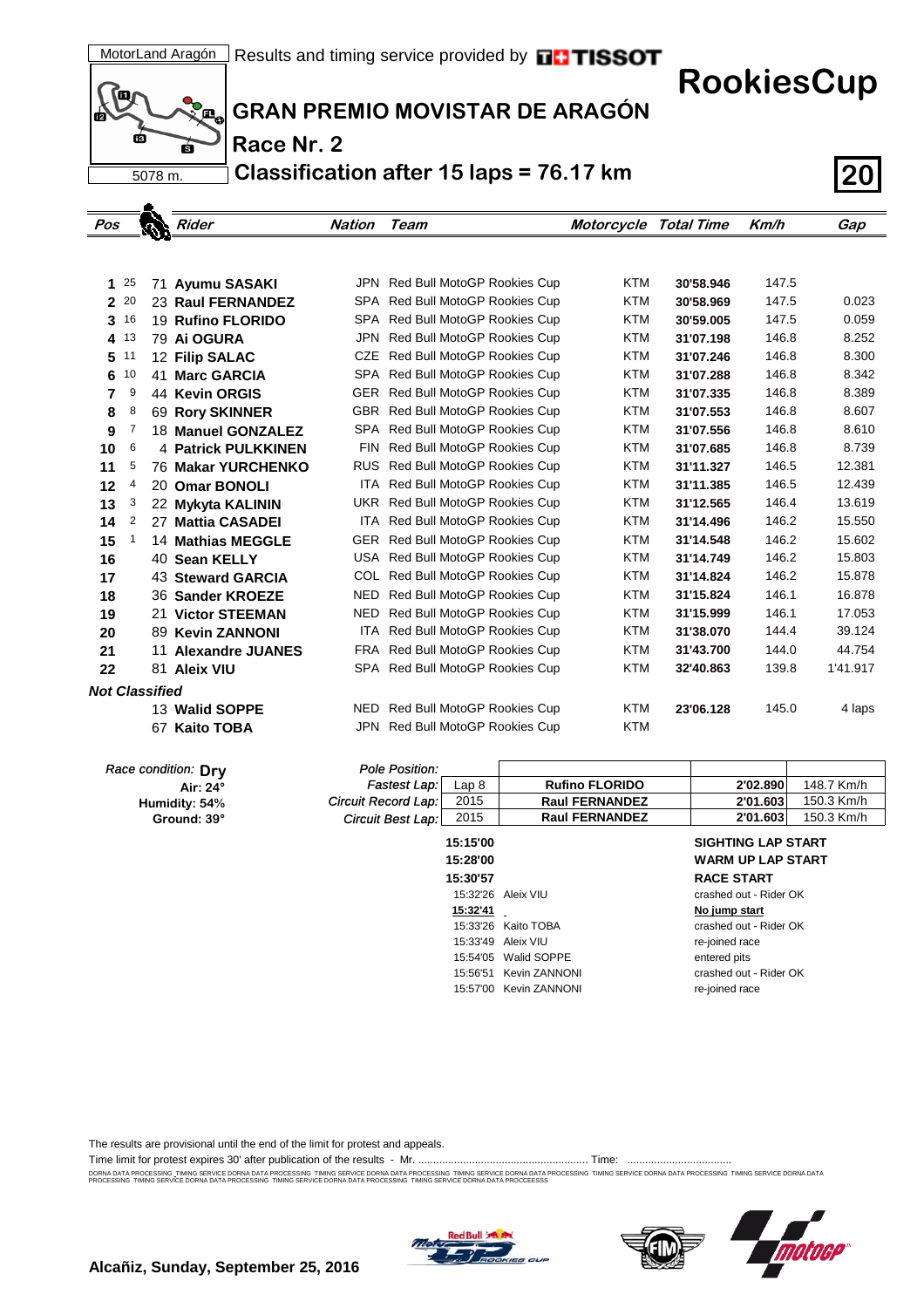MotorLand Aragón

5078 m.

Results and timing service provided by TISSOT

# RookiesCup

## GRAN PREMIO MOVISTAR DE ARAGÓN

**Race Nr. 2**

**Classification after 15 laps = 76.17 km**

**20**

| Pos | Points | Rider | Nation | Team | Motorcycle | Total Time | Km/h | Gap |
|---|---|---|---|---|---|---|---|---|
| 1 | 25 | 71 **Ayumu SASAKI** | JPN | Red Bull MotoGP Rookies Cup | KTM | **30'58.946** | 147.5 | |
| 2 | 20 | 23 **Raul FERNANDEZ** | SPA | Red Bull MotoGP Rookies Cup | KTM | **30'58.969** | 147.5 | 0.023 |
| 3 | 16 | 19 **Rufino FLORIDO** | SPA | Red Bull MotoGP Rookies Cup | KTM | **30'59.005** | 147.5 | 0.059 |
| 4 | 13 | 79 **Ai OGURA** | JPN | Red Bull MotoGP Rookies Cup | KTM | **31'07.198** | 146.8 | 8.252 |
| 5 | 11 | 12 **Filip SALAC** | CZE | Red Bull MotoGP Rookies Cup | KTM | **31'07.246** | 146.8 | 8.300 |
| 6 | 10 | 41 **Marc GARCIA** | SPA | Red Bull MotoGP Rookies Cup | KTM | **31'07.288** | 146.8 | 8.342 |
| 7 | 9 | 44 **Kevin ORGIS** | GER | Red Bull MotoGP Rookies Cup | KTM | **31'07.335** | 146.8 | 8.389 |
| 8 | 8 | 69 **Rory SKINNER** | GBR | Red Bull MotoGP Rookies Cup | KTM | **31'07.553** | 146.8 | 8.607 |
| 9 | 7 | 18 **Manuel GONZALEZ** | SPA | Red Bull MotoGP Rookies Cup | KTM | **31'07.556** | 146.8 | 8.610 |
| 10 | 6 | 4 **Patrick PULKKINEN** | FIN | Red Bull MotoGP Rookies Cup | KTM | **31'07.685** | 146.8 | 8.739 |
| 11 | 5 | 76 **Makar YURCHENKO** | RUS | Red Bull MotoGP Rookies Cup | KTM | **31'11.327** | 146.5 | 12.381 |
| 12 | 4 | 20 **Omar BONOLI** | ITA | Red Bull MotoGP Rookies Cup | KTM | **31'11.385** | 146.5 | 12.439 |
| 13 | 3 | 22 **Mykyta KALININ** | UKR | Red Bull MotoGP Rookies Cup | KTM | **31'12.565** | 146.4 | 13.619 |
| 14 | 2 | 27 **Mattia CASADEI** | ITA | Red Bull MotoGP Rookies Cup | KTM | **31'14.496** | 146.2 | 15.550 |
| 15 | 1 | 14 **Mathias MEGGLE** | GER | Red Bull MotoGP Rookies Cup | KTM | **31'14.548** | 146.2 | 15.602 |
| 16 | | 40 **Sean KELLY** | USA | Red Bull MotoGP Rookies Cup | KTM | **31'14.749** | 146.2 | 15.803 |
| 17 | | 43 **Steward GARCIA** | COL | Red Bull MotoGP Rookies Cup | KTM | **31'14.824** | 146.2 | 15.878 |
| 18 | | 36 **Sander KROEZE** | NED | Red Bull MotoGP Rookies Cup | KTM | **31'15.824** | 146.1 | 16.878 |
| 19 | | 21 **Victor STEEMAN** | NED | Red Bull MotoGP Rookies Cup | KTM | **31'15.999** | 146.1 | 17.053 |
| 20 | | 89 **Kevin ZANNONI** | ITA | Red Bull MotoGP Rookies Cup | KTM | **31'38.070** | 144.4 | 39.124 |
| 21 | | 11 **Alexandre JUANES** | FRA | Red Bull MotoGP Rookies Cup | KTM | **31'43.700** | 144.0 | 44.754 |
| 22 | | 81 **Aleix VIU** | SPA | Red Bull MotoGP Rookies Cup | KTM | **32'40.863** | 139.8 | 1'41.917 |
| ***Not Classified*** | | | | | | | | |
| | | 13 **Walid SOPPE** | NED | Red Bull MotoGP Rookies Cup | KTM | **23'06.128** | 145.0 | 4 laps |
| | | 67 **Kaito TOBA** | JPN | Red Bull MotoGP Rookies Cup | KTM | | | |

*Race condition:* **Dry**
**Air: 24°**
**Humidity: 54%**
**Ground: 39°**

| | | | | | |
|---|---|---|---|---|---|
| *Pole Position:* | | | | | |
| *Fastest Lap:* | Lap 8 | **Rufino FLORIDO** | **2'02.890** | 148.7 Km/h |
| *Circuit Record Lap:* | 2015 | **Raul FERNANDEZ** | **2'01.603** | 150.3 Km/h |
| *Circuit Best Lap:* | 2015 | **Raul FERNANDEZ** | **2'01.603** | 150.3 Km/h |

| | | |
|---|---|---|
| **15:15'00** | | **SIGHTING LAP START** |
| **15:28'00** | | **WARM UP LAP START** |
| **15:30'57** | | **RACE START** |
| 15:32'26 | Aleix VIU | crashed out - Rider OK |
| **15:32'41** | | **No jump start** |
| 15:33'26 | Kaito TOBA | crashed out - Rider OK |
| 15:33'49 | Aleix VIU | re-joined race |
| 15:54'05 | Walid SOPPE | entered pits |
| 15:56'51 | Kevin ZANNONI | crashed out - Rider OK |
| 15:57'00 | Kevin ZANNONI | re-joined race |

The results are provisional until the end of the limit for protest and appeals.

Time limit for protest expires 30' after publication of the results - Mr. ......................................................... Time: ...................................

**Alcañiz, Sunday, September 25, 2016**